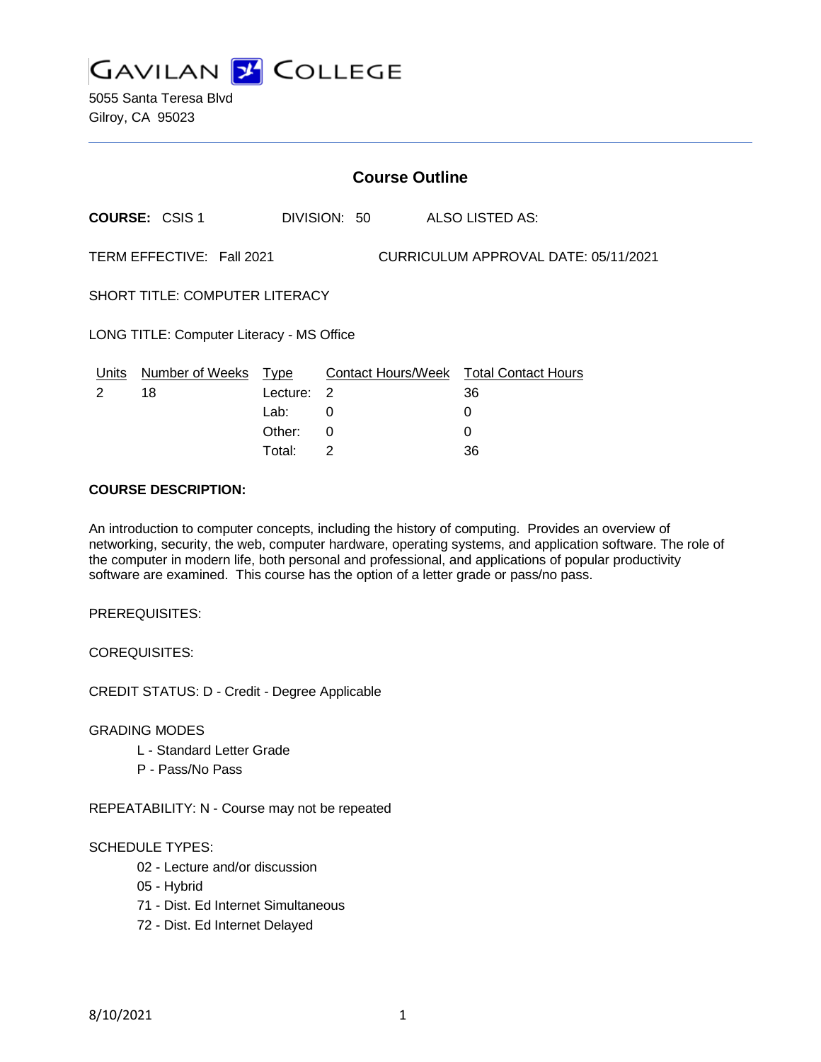# GAVILAN COLLEGE

5055 Santa Teresa Blvd
Gilroy, CA 95023

## Course Outline

**COURSE:** CSIS 1 DIVISION: 50 ALSO LISTED AS:

TERM EFFECTIVE: Fall 2021 CURRICULUM APPROVAL DATE: 05/11/2021

SHORT TITLE: COMPUTER LITERACY

LONG TITLE: Computer Literacy - MS Office

| Units | Number of Weeks | Type | Contact Hours/Week | Total Contact Hours |
|---|---|---|---|---|
| 2 | 18 | Lecture: | 2 | 36 |
| | | Lab: | 0 | 0 |
| | | Other: | 0 | 0 |
| | | Total: | 2 | 36 |

**COURSE DESCRIPTION:**

An introduction to computer concepts, including the history of computing. Provides an overview of networking, security, the web, computer hardware, operating systems, and application software. The role of the computer in modern life, both personal and professional, and applications of popular productivity software are examined. This course has the option of a letter grade or pass/no pass.

PREREQUISITES:

COREQUISITES:

CREDIT STATUS: D - Credit - Degree Applicable

GRADING MODES

- L - Standard Letter Grade
- P - Pass/No Pass

REPEATABILITY: N - Course may not be repeated

SCHEDULE TYPES:

- 02 - Lecture and/or discussion
- 05 - Hybrid
- 71 - Dist. Ed Internet Simultaneous
- 72 - Dist. Ed Internet Delayed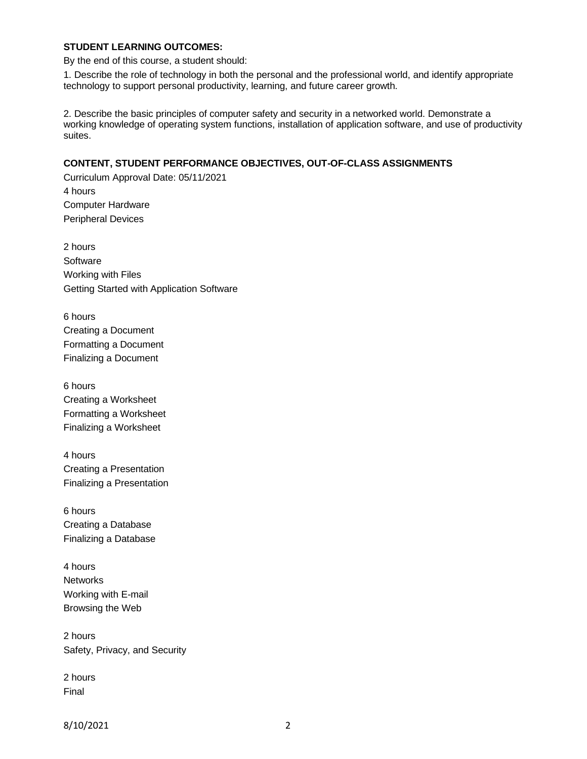### STUDENT LEARNING OUTCOMES:

By the end of this course, a student should:

1. Describe the role of technology in both the personal and the professional world, and identify appropriate technology to support personal productivity, learning, and future career growth.

2. Describe the basic principles of computer safety and security in a networked world. Demonstrate a working knowledge of operating system functions, installation of application software, and use of productivity suites.

### CONTENT, STUDENT PERFORMANCE OBJECTIVES, OUT-OF-CLASS ASSIGNMENTS

Curriculum Approval Date: 05/11/2021

4 hours
Computer Hardware
Peripheral Devices

2 hours
Software
Working with Files
Getting Started with Application Software

6 hours
Creating a Document
Formatting a Document
Finalizing a Document

6 hours
Creating a Worksheet
Formatting a Worksheet
Finalizing a Worksheet

4 hours
Creating a Presentation
Finalizing a Presentation

6 hours
Creating a Database
Finalizing a Database

4 hours
Networks
Working with E-mail
Browsing the Web

2 hours
Safety, Privacy, and Security

2 hours
Final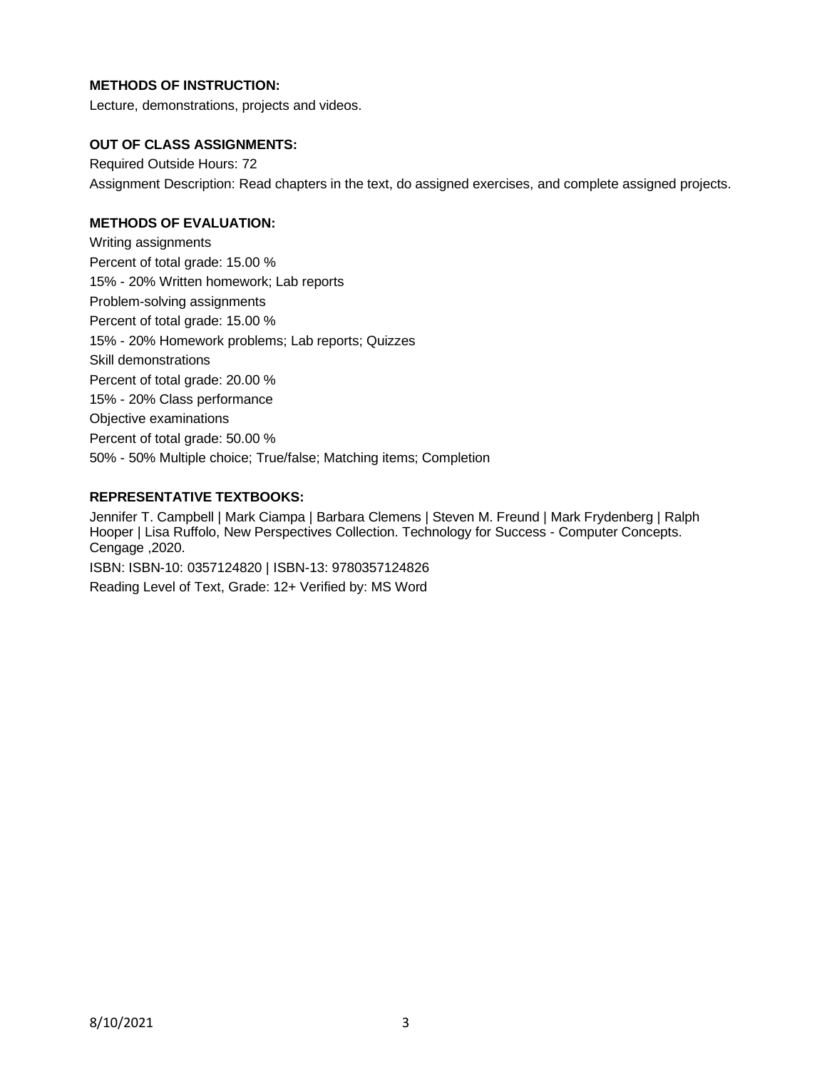**METHODS OF INSTRUCTION:**

Lecture, demonstrations, projects and videos.

**OUT OF CLASS ASSIGNMENTS:**

Required Outside Hours: 72

Assignment Description: Read chapters in the text, do assigned exercises, and complete assigned projects.

**METHODS OF EVALUATION:**

Writing assignments

Percent of total grade: 15.00 %

15% - 20% Written homework; Lab reports

Problem-solving assignments

Percent of total grade: 15.00 %

15% - 20% Homework problems; Lab reports; Quizzes

Skill demonstrations

Percent of total grade: 20.00 %

15% - 20% Class performance

Objective examinations

Percent of total grade: 50.00 %

50% - 50% Multiple choice; True/false; Matching items; Completion

**REPRESENTATIVE TEXTBOOKS:**

Jennifer T. Campbell | Mark Ciampa | Barbara Clemens | Steven M. Freund | Mark Frydenberg | Ralph Hooper | Lisa Ruffolo, New Perspectives Collection. Technology for Success - Computer Concepts. Cengage ,2020.

ISBN: ISBN-10: 0357124820 | ISBN-13: 9780357124826

Reading Level of Text, Grade: 12+ Verified by: MS Word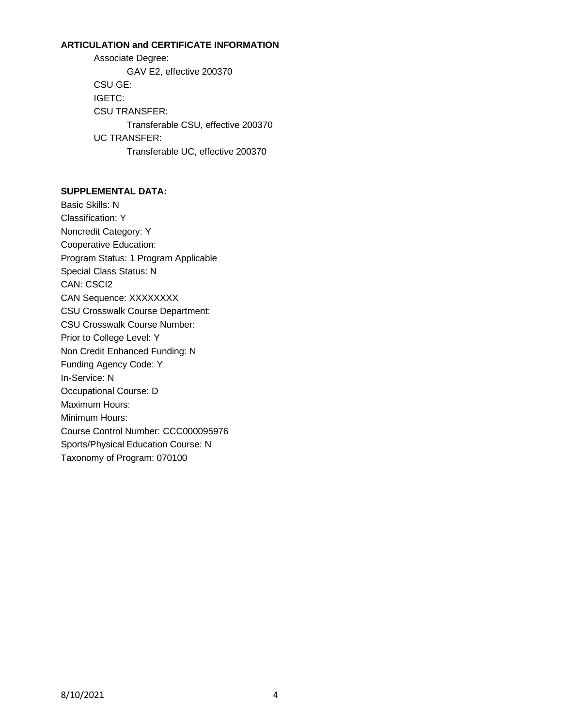**ARTICULATION and CERTIFICATE INFORMATION**

Associate Degree:

GAV E2, effective 200370

CSU GE:

IGETC:

CSU TRANSFER:

Transferable CSU, effective 200370

UC TRANSFER:

Transferable UC, effective 200370

**SUPPLEMENTAL DATA:**

Basic Skills: N
Classification: Y
Noncredit Category: Y
Cooperative Education:
Program Status: 1 Program Applicable
Special Class Status: N
CAN: CSCI2
CAN Sequence: XXXXXXXX
CSU Crosswalk Course Department:
CSU Crosswalk Course Number:
Prior to College Level: Y
Non Credit Enhanced Funding: N
Funding Agency Code: Y
In-Service: N
Occupational Course: D
Maximum Hours:
Minimum Hours:
Course Control Number: CCC000095976
Sports/Physical Education Course: N
Taxonomy of Program: 070100